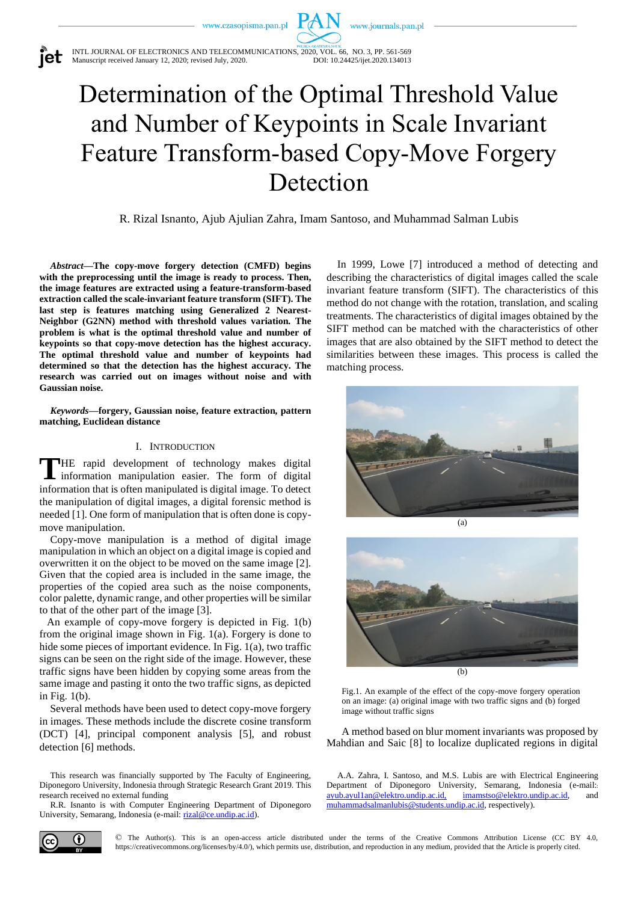# Determination of the Optimal Threshold Value and Number of Keypoints in Scale Invariant Feature Transform-based Copy-Move Forgery Detection

R. Rizal Isnanto, Ajub Ajulian Zahra, Imam Santoso, and Muhammad Salman Lubis

***Abstract*—The copy-move forgery detection (CMFD) begins with the preprocessing until the image is ready to process. Then, the image features are extracted using a feature-transform-based extraction called the scale-invariant feature transform (SIFT). The last step is features matching using Generalized 2 Nearest-Neighbor (G2NN) method with threshold values variation. The problem is what is the optimal threshold value and number of keypoints so that copy-move detection has the highest accuracy. The optimal threshold value and number of keypoints had determined so that the detection has the highest accuracy. The research was carried out on images without noise and with Gaussian noise.**

***Keywords*—forgery, Gaussian noise, feature extraction, pattern matching, Euclidean distance**

## I. Introduction

THE rapid development of technology makes digital information manipulation easier. The form of digital information that is often manipulated is digital image. To detect the manipulation of digital images, a digital forensic method is needed [1]. One form of manipulation that is often done is copy-move manipulation.

Copy-move manipulation is a method of digital image manipulation in which an object on a digital image is copied and overwritten it on the object to be moved on the same image [2]. Given that the copied area is included in the same image, the properties of the copied area such as the noise components, color palette, dynamic range, and other properties will be similar to that of the other part of the image [3].

An example of copy-move forgery is depicted in Fig. 1(b) from the original image shown in Fig. 1(a). Forgery is done to hide some pieces of important evidence. In Fig. 1(a), two traffic signs can be seen on the right side of the image. However, these traffic signs have been hidden by copying some areas from the same image and pasting it onto the two traffic signs, as depicted in Fig. 1(b).

Several methods have been used to detect copy-move forgery in images. These methods include the discrete cosine transform (DCT) [4], principal component analysis [5], and robust detection [6] methods.

In 1999, Lowe [7] introduced a method of detecting and describing the characteristics of digital images called the scale invariant feature transform (SIFT). The characteristics of this method do not change with the rotation, translation, and scaling treatments. The characteristics of digital images obtained by the SIFT method can be matched with the characteristics of other images that are also obtained by the SIFT method to detect the similarities between these images. This process is called the matching process.

(a)

(b)

Fig.1. An example of the effect of the copy-move forgery operation on an image: (a) original image with two traffic signs and (b) forged image without traffic signs

A method based on blur moment invariants was proposed by Mahdian and Saic [8] to localize duplicated regions in digital

This research was financially supported by The Faculty of Engineering, Diponegoro University, Indonesia through Strategic Research Grant 2019. This research received no external funding

R.R. Isnanto is with Computer Engineering Department of Diponegoro University, Semarang, Indonesia (e-mail: rizal@ce.undip.ac.id).

A.A. Zahra, I. Santoso, and M.S. Lubis are with Electrical Engineering Department of Diponegoro University, Semarang, Indonesia (e-mail: ayub.ayul1an@elektro.undip.ac.id, imamstso@elektro.undip.ac.id, and muhammadsalmanlubis@students.undip.ac.id, respectively).

© The Author(s). This is an open-access article distributed under the terms of the Creative Commons Attribution License (CC BY 4.0, https://creativecommons.org/licenses/by/4.0/), which permits use, distribution, and reproduction in any medium, provided that the Article is properly cited.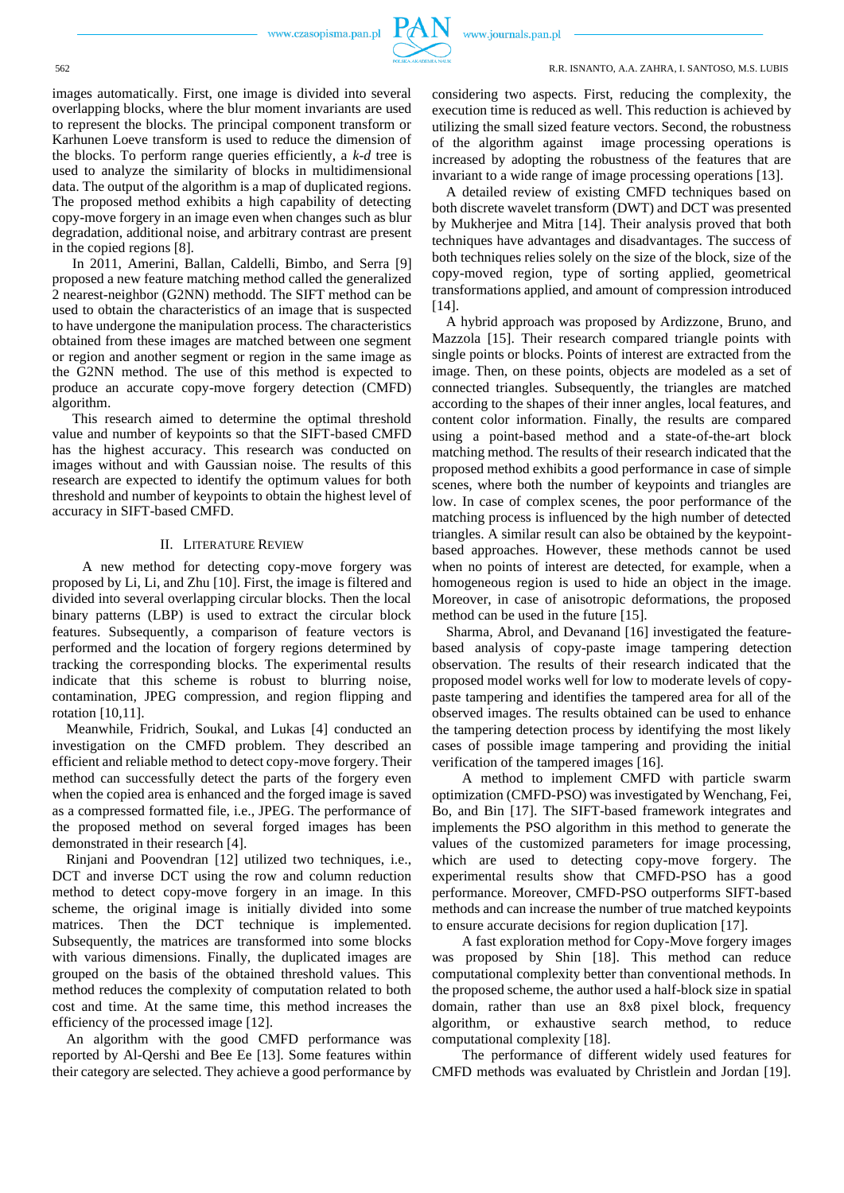images automatically. First, one image is divided into several overlapping blocks, where the blur moment invariants are used to represent the blocks. The principal component transform or Karhunen Loeve transform is used to reduce the dimension of the blocks. To perform range queries efficiently, a *k-d* tree is used to analyze the similarity of blocks in multidimensional data. The output of the algorithm is a map of duplicated regions. The proposed method exhibits a high capability of detecting copy-move forgery in an image even when changes such as blur degradation, additional noise, and arbitrary contrast are present in the copied regions [8].

In 2011, Amerini, Ballan, Caldelli, Bimbo, and Serra [9] proposed a new feature matching method called the generalized 2 nearest-neighbor (G2NN) methodd. The SIFT method can be used to obtain the characteristics of an image that is suspected to have undergone the manipulation process. The characteristics obtained from these images are matched between one segment or region and another segment or region in the same image as the G2NN method. The use of this method is expected to produce an accurate copy-move forgery detection (CMFD) algorithm.

This research aimed to determine the optimal threshold value and number of keypoints so that the SIFT-based CMFD has the highest accuracy. This research was conducted on images without and with Gaussian noise. The results of this research are expected to identify the optimum values for both threshold and number of keypoints to obtain the highest level of accuracy in SIFT-based CMFD.

## II. Literature Review

A new method for detecting copy-move forgery was proposed by Li, Li, and Zhu [10]. First, the image is filtered and divided into several overlapping circular blocks. Then the local binary patterns (LBP) is used to extract the circular block features. Subsequently, a comparison of feature vectors is performed and the location of forgery regions determined by tracking the corresponding blocks. The experimental results indicate that this scheme is robust to blurring noise, contamination, JPEG compression, and region flipping and rotation [10,11].

Meanwhile, Fridrich, Soukal, and Lukas [4] conducted an investigation on the CMFD problem. They described an efficient and reliable method to detect copy-move forgery. Their method can successfully detect the parts of the forgery even when the copied area is enhanced and the forged image is saved as a compressed formatted file, i.e., JPEG. The performance of the proposed method on several forged images has been demonstrated in their research [4].

Rinjani and Poovendran [12] utilized two techniques, i.e., DCT and inverse DCT using the row and column reduction method to detect copy-move forgery in an image. In this scheme, the original image is initially divided into some matrices. Then the DCT technique is implemented. Subsequently, the matrices are transformed into some blocks with various dimensions. Finally, the duplicated images are grouped on the basis of the obtained threshold values. This method reduces the complexity of computation related to both cost and time. At the same time, this method increases the efficiency of the processed image [12].

An algorithm with the good CMFD performance was reported by Al-Qershi and Bee Ee [13]. Some features within their category are selected. They achieve a good performance by considering two aspects. First, reducing the complexity, the execution time is reduced as well. This reduction is achieved by utilizing the small sized feature vectors. Second, the robustness of the algorithm against image processing operations is increased by adopting the robustness of the features that are invariant to a wide range of image processing operations [13].

A detailed review of existing CMFD techniques based on both discrete wavelet transform (DWT) and DCT was presented by Mukherjee and Mitra [14]. Their analysis proved that both techniques have advantages and disadvantages. The success of both techniques relies solely on the size of the block, size of the copy-moved region, type of sorting applied, geometrical transformations applied, and amount of compression introduced [14].

A hybrid approach was proposed by Ardizzone, Bruno, and Mazzola [15]. Their research compared triangle points with single points or blocks. Points of interest are extracted from the image. Then, on these points, objects are modeled as a set of connected triangles. Subsequently, the triangles are matched according to the shapes of their inner angles, local features, and content color information. Finally, the results are compared using a point-based method and a state-of-the-art block matching method. The results of their research indicated that the proposed method exhibits a good performance in case of simple scenes, where both the number of keypoints and triangles are low. In case of complex scenes, the poor performance of the matching process is influenced by the high number of detected triangles. A similar result can also be obtained by the keypoint-based approaches. However, these methods cannot be used when no points of interest are detected, for example, when a homogeneous region is used to hide an object in the image. Moreover, in case of anisotropic deformations, the proposed method can be used in the future [15].

Sharma, Abrol, and Devanand [16] investigated the feature-based analysis of copy-paste image tampering detection observation. The results of their research indicated that the proposed model works well for low to moderate levels of copy-paste tampering and identifies the tampered area for all of the observed images. The results obtained can be used to enhance the tampering detection process by identifying the most likely cases of possible image tampering and providing the initial verification of the tampered images [16].

A method to implement CMFD with particle swarm optimization (CMFD-PSO) was investigated by Wenchang, Fei, Bo, and Bin [17]. The SIFT-based framework integrates and implements the PSO algorithm in this method to generate the values of the customized parameters for image processing, which are used to detecting copy-move forgery. The experimental results show that CMFD-PSO has a good performance. Moreover, CMFD-PSO outperforms SIFT-based methods and can increase the number of true matched keypoints to ensure accurate decisions for region duplication [17].

A fast exploration method for Copy-Move forgery images was proposed by Shin [18]. This method can reduce computational complexity better than conventional methods. In the proposed scheme, the author used a half-block size in spatial domain, rather than use an 8x8 pixel block, frequency algorithm, or exhaustive search method, to reduce computational complexity [18].

The performance of different widely used features for CMFD methods was evaluated by Christlein and Jordan [19].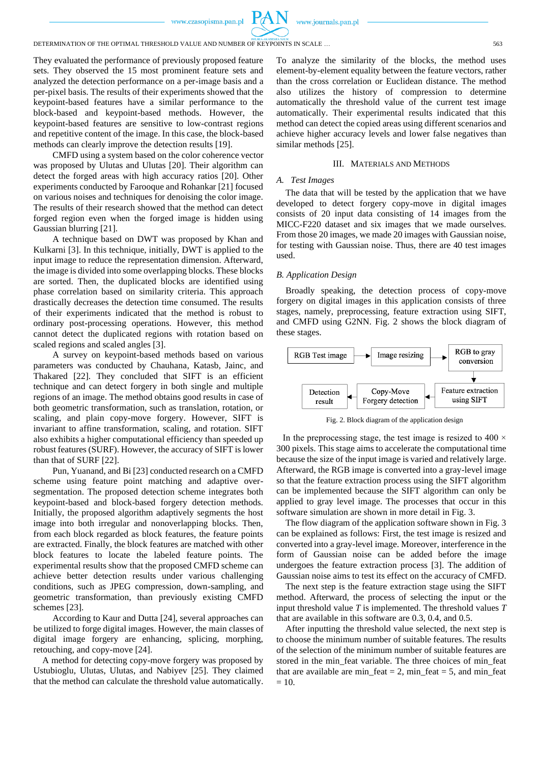They evaluated the performance of previously proposed feature sets. They observed the 15 most prominent feature sets and analyzed the detection performance on a per-image basis and a per-pixel basis. The results of their experiments showed that the keypoint-based features have a similar performance to the block-based and keypoint-based methods. However, the keypoint-based features are sensitive to low-contrast regions and repetitive content of the image. In this case, the block-based methods can clearly improve the detection results [19].

CMFD using a system based on the color coherence vector was proposed by Ulutas and Ulutas [20]. Their algorithm can detect the forged areas with high accuracy ratios [20]. Other experiments conducted by Farooque and Rohankar [21] focused on various noises and techniques for denoising the color image. The results of their research showed that the method can detect forged region even when the forged image is hidden using Gaussian blurring [21].

A technique based on DWT was proposed by Khan and Kulkarni [3]. In this technique, initially, DWT is applied to the input image to reduce the representation dimension. Afterward, the image is divided into some overlapping blocks. These blocks are sorted. Then, the duplicated blocks are identified using phase correlation based on similarity criteria. This approach drastically decreases the detection time consumed. The results of their experiments indicated that the method is robust to ordinary post-processing operations. However, this method cannot detect the duplicated regions with rotation based on scaled regions and scaled angles [3].

A survey on keypoint-based methods based on various parameters was conducted by Chauhana, Katasb, Jainc, and Thakared [22]. They concluded that SIFT is an efficient technique and can detect forgery in both single and multiple regions of an image. The method obtains good results in case of both geometric transformation, such as translation, rotation, or scaling, and plain copy-move forgery. However, SIFT is invariant to affine transformation, scaling, and rotation. SIFT also exhibits a higher computational efficiency than speeded up robust features (SURF). However, the accuracy of SIFT is lower than that of SURF [22].

Pun, Yuanand, and Bi [23] conducted research on a CMFD scheme using feature point matching and adaptive over-segmentation. The proposed detection scheme integrates both keypoint-based and block-based forgery detection methods. Initially, the proposed algorithm adaptively segments the host image into both irregular and nonoverlapping blocks. Then, from each block regarded as block features, the feature points are extracted. Finally, the block features are matched with other block features to locate the labeled feature points. The experimental results show that the proposed CMFD scheme can achieve better detection results under various challenging conditions, such as JPEG compression, down-sampling, and geometric transformation, than previously existing CMFD schemes [23].

According to Kaur and Dutta [24], several approaches can be utilized to forge digital images. However, the main classes of digital image forgery are enhancing, splicing, morphing, retouching, and copy-move [24].

A method for detecting copy-move forgery was proposed by Ustubioglu, Ulutas, Ulutas, and Nabiyev [25]. They claimed that the method can calculate the threshold value automatically. To analyze the similarity of the blocks, the method uses element-by-element equality between the feature vectors, rather than the cross correlation or Euclidean distance. The method also utilizes the history of compression to determine automatically the threshold value of the current test image automatically. Their experimental results indicated that this method can detect the copied areas using different scenarios and achieve higher accuracy levels and lower false negatives than similar methods [25].

## III. Materials and Methods

### *A. Test Images*

The data that will be tested by the application that we have developed to detect forgery copy-move in digital images consists of 20 input data consisting of 14 images from the MICC-F220 dataset and six images that we made ourselves. From those 20 images, we made 20 images with Gaussian noise, for testing with Gaussian noise. Thus, there are 40 test images used.

### *B. Application Design*

Broadly speaking, the detection process of copy-move forgery on digital images in this application consists of three stages, namely, preprocessing, feature extraction using SIFT, and CMFD using G2NN. Fig. 2 shows the block diagram of these stages.

RGB Test image → Image resizing → RGB to gray conversion → Feature extraction using SIFT → Copy-Move Forgery detection → Detection result

Fig. 2. Block diagram of the application design

In the preprocessing stage, the test image is resized to 400 × 300 pixels. This stage aims to accelerate the computational time because the size of the input image is varied and relatively large. Afterward, the RGB image is converted into a gray-level image so that the feature extraction process using the SIFT algorithm can be implemented because the SIFT algorithm can only be applied to gray level image. The processes that occur in this software simulation are shown in more detail in Fig. 3.

The flow diagram of the application software shown in Fig. 3 can be explained as follows: First, the test image is resized and converted into a gray-level image. Moreover, interference in the form of Gaussian noise can be added before the image undergoes the feature extraction process [3]. The addition of Gaussian noise aims to test its effect on the accuracy of CMFD.

The next step is the feature extraction stage using the SIFT method. Afterward, the process of selecting the input or the input threshold value $T$ is implemented. The threshold values $T$ that are available in this software are 0.3, 0.4, and 0.5.

After inputting the threshold value selected, the next step is to choose the minimum number of suitable features. The results of the selection of the minimum number of suitable features are stored in the min_feat variable. The three choices of min_feat that are available are min_feat = 2, min_feat = 5, and min_feat = 10.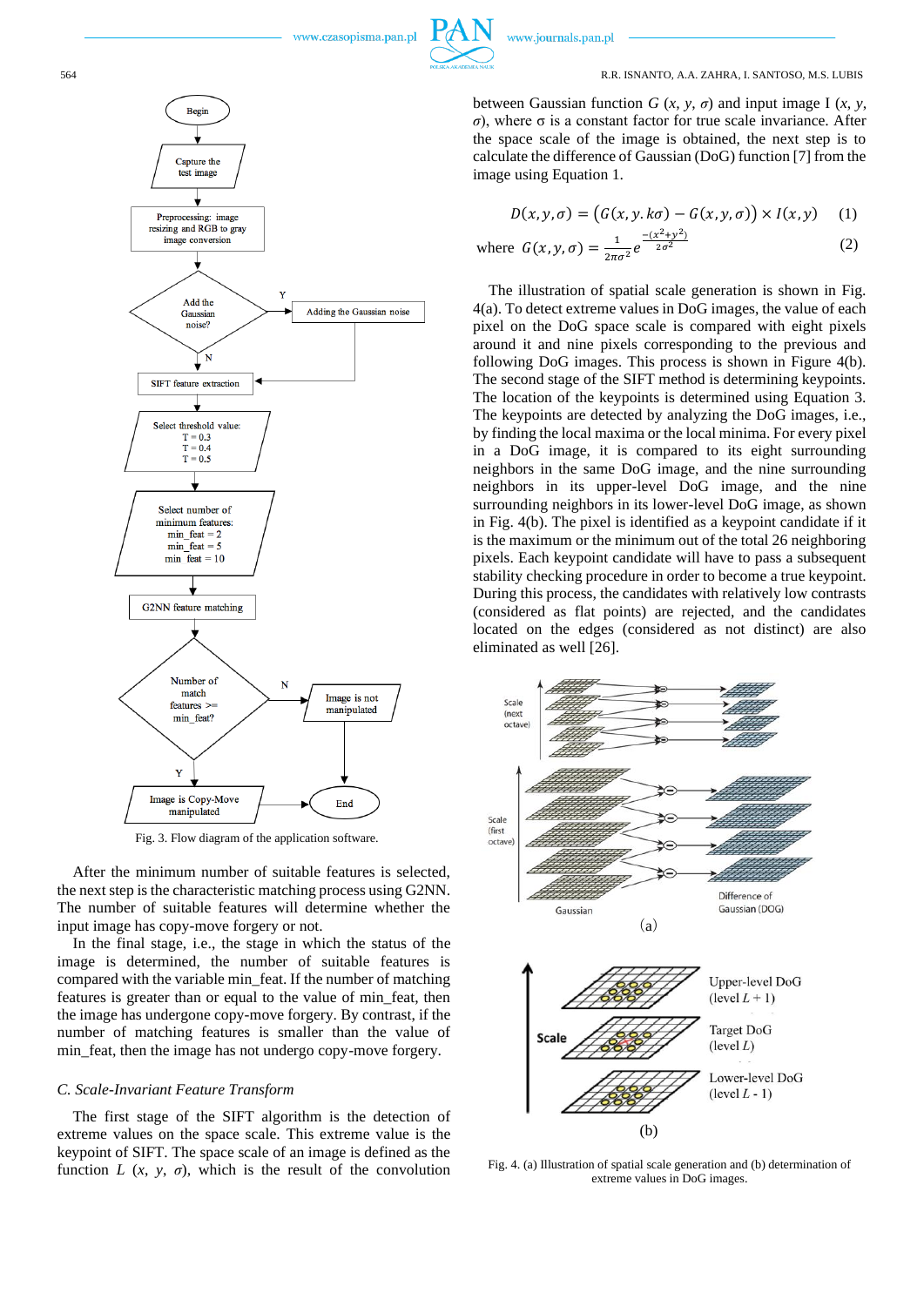Fig. 3. Flow diagram of the application software.

After the minimum number of suitable features is selected, the next step is the characteristic matching process using G2NN. The number of suitable features will determine whether the input image has copy-move forgery or not.

In the final stage, i.e., the stage in which the status of the image is determined, the number of suitable features is compared with the suitable min_feat. If the number of matching features is greater than or equal to the value of min_feat, then the image has undergone copy-move forgery. By contrast, if the number of matching features is smaller than the value of min_feat, then the image has not undergo copy-move forgery.

### C. Scale-Invariant Feature Transform

The first stage of the SIFT algorithm is the detection of extreme values on the space scale. This extreme value is the keypoint of SIFT. The space scale of an image is defined as the function $L$ $(x, y, \sigma)$, which is the result of the convolution between Gaussian function $G$ $(x, y, \sigma)$ and input image I $(x, y, \sigma)$, where σ is a constant factor for true scale invariance. After the space scale of the image is obtained, the next step is to calculate the difference of Gaussian (DoG) function [7] from the image using Equation 1.

$$D(x,y,\sigma) = \big(G(x,y.k\sigma) - G(x,y,\sigma)\big) \times I(x,y) \quad (1)$$

$$\text{where } G(x,y,\sigma) = \frac{1}{2\pi\sigma^2} e^{\frac{-(x^2+y^2)}{2\sigma^2}} \quad (2)$$

The illustration of spatial scale generation is shown in Fig. 4(a). To detect extreme values in DoG images, the value of each pixel on the DoG space scale is compared with eight pixels around it and nine pixels corresponding to the previous and following DoG images. This process is shown in Figure 4(b). The second stage of the SIFT method is determining keypoints. The location of the keypoints is determined using Equation 3. The keypoints are detected by analyzing the DoG images, i.e., by finding the local maxima or the local minima. For every pixel in a DoG image, it is compared to its eight surrounding neighbors in the same DoG image, and the nine surrounding neighbors in its upper-level DoG image, and the nine surrounding neighbors in its lower-level DoG image, as shown in Fig. 4(b). The pixel is identified as a keypoint candidate if it is the maximum or the minimum out of the total 26 neighboring pixels. Each keypoint candidate will have to pass a subsequent stability checking procedure in order to become a true keypoint. During this process, the candidates with relatively low contrasts (considered as flat points) are rejected, and the candidates located on the edges (considered as not distinct) are also eliminated as well [26].

Fig. 4. (a) Illustration of spatial scale generation and (b) determination of extreme values in DoG images.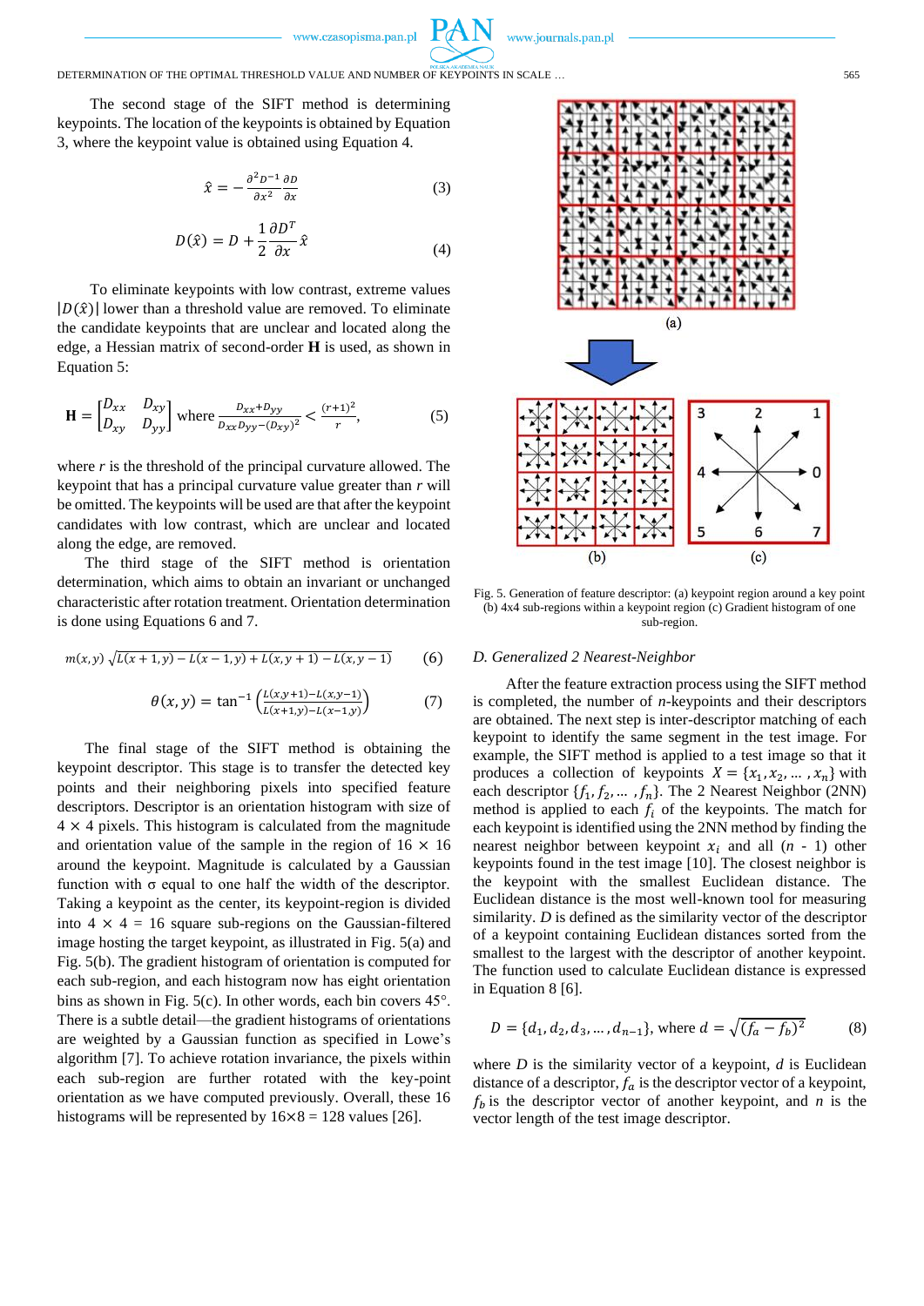The second stage of the SIFT method is determining keypoints. The location of the keypoints is obtained by Equation 3, where the keypoint value is obtained using Equation 4.

$$\hat{x} = -\frac{\partial^2 D^{-1}}{\partial x^2}\frac{\partial D}{\partial x} \tag{3}$$

$$D(\hat{x}) = D + \frac{1}{2}\frac{\partial D^T}{\partial x}\hat{x} \tag{4}$$

To eliminate keypoints with low contrast, extreme values $|D(\hat{x})|$ lower than a threshold value are removed. To eliminate the candidate keypoints that are unclear and located along the edge, a Hessian matrix of second-order **H** is used, as shown in Equation 5:

$$\mathbf{H} = \begin{bmatrix} D_{xx} & D_{xy} \\ D_{xy} & D_{yy} \end{bmatrix} \text{ where } \frac{D_{xx}+D_{yy}}{D_{xx}D_{yy}-(D_{xy})^2} < \frac{(r+1)^2}{r}, \tag{5}$$

where $r$ is the threshold of the principal curvature allowed. The keypoint that has a principal curvature value greater than $r$ will be omitted. The keypoints will be used are that after the keypoint candidates with low contrast, which are unclear and located along the edge, are removed.

The third stage of the SIFT method is orientation determination, which aims to obtain an invariant or unchanged characteristic after rotation treatment. Orientation determination is done using Equations 6 and 7.

$$m(x,y)\ \sqrt{L(x+1,y) - L(x-1,y) + L(x,y+1) - L(x,y-1)} \tag{6}$$

$$\theta(x,y) = \tan^{-1}\left(\frac{L(x,y+1)-L(x,y-1)}{L(x+1,y)-L(x-1,y)}\right) \tag{7}$$

The final stage of the SIFT method is obtaining the keypoint descriptor. This stage is to transfer the detected key points and their neighboring pixels into specified feature descriptors. Descriptor is an orientation histogram with size of 4 × 4 pixels. This histogram is calculated from the magnitude and orientation value of the sample in the region of 16 × 16 around the keypoint. Magnitude is calculated by a Gaussian function with σ equal to one half the width of the descriptor. Taking a keypoint as the center, its keypoint-region is divided into 4 × 4 = 16 square sub-regions on the Gaussian-filtered image hosting the target keypoint, as illustrated in Fig. 5(a) and Fig. 5(b). The gradient histogram of orientation is computed for each sub-region, and each histogram now has eight orientation bins as shown in Fig. 5(c). In other words, each bin covers 45°. There is a subtle detail—the gradient histograms of orientations are weighted by a Gaussian function as specified in Lowe's algorithm [7]. To achieve rotation invariance, the pixels within each sub-region are further rotated with the key-point orientation as we have computed previously. Overall, these 16 histograms will be represented by 16×8 = 128 values [26].

Fig. 5. Generation of feature descriptor: (a) keypoint region around a key point (b) 4x4 sub-regions within a keypoint region (c) Gradient histogram of one sub-region.

### D. Generalized 2 Nearest-Neighbor

After the feature extraction process using the SIFT method is completed, the number of $n$-keypoints and their descriptors are obtained. The next step is inter-descriptor matching of each keypoint to identify the same segment in the test image. For example, the SIFT method is applied to a test image so that it produces a collection of keypoints $X = \{x_1, x_2, \ldots, x_n\}$ with each descriptor $\{f_1, f_2, \ldots, f_n\}$. The 2 Nearest Neighbor (2NN) method is applied to each $f_i$ of the keypoints. The match for each keypoint is identified using the 2NN method by finding the nearest neighbor between keypoint $x_i$ and all $(n - 1)$ other keypoints found in the test image [10]. The closest neighbor is the keypoint with the smallest Euclidean distance. The Euclidean distance is the most well-known tool for measuring similarity. $D$ is defined as the similarity vector of the descriptor of a keypoint containing Euclidean distances sorted from the smallest to the largest with the descriptor of another keypoint. The function used to calculate Euclidean distance is expressed in Equation 8 [6].

$$D = \{d_1, d_2, d_3, \ldots, d_{n-1}\}, \text{ where } d = \sqrt{(f_a - f_b)^2} \tag{8}$$

where $D$ is the similarity vector of a keypoint, $d$ is Euclidean distance of a descriptor, $f_a$ is the descriptor vector of a keypoint, $f_b$ is the descriptor vector of another keypoint, and $n$ is the vector length of the test image descriptor.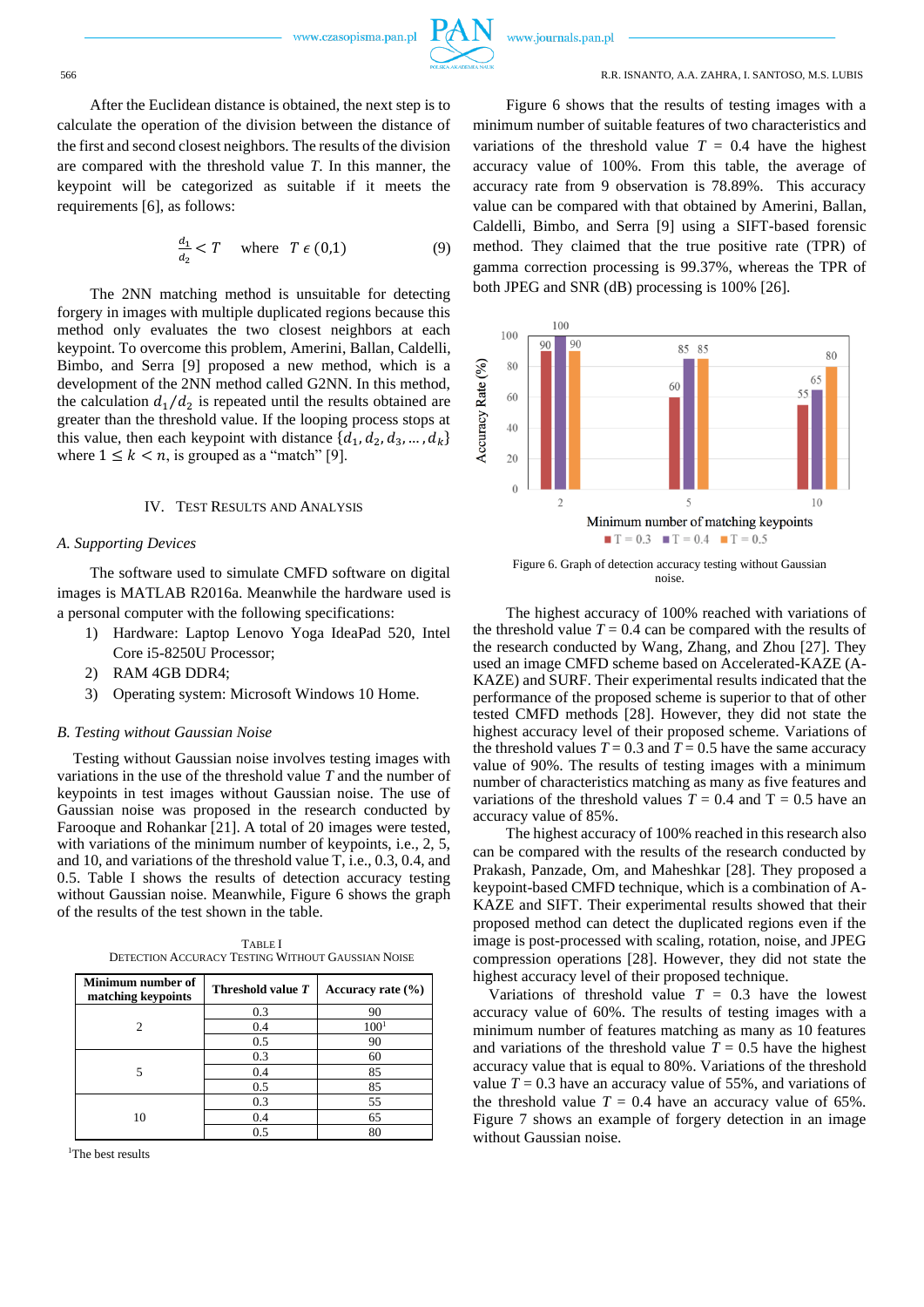After the Euclidean distance is obtained, the next step is to calculate the operation of the division between the distance of the first and second closest neighbors. The results of the division are compared with the threshold value $T$. In this manner, the keypoint will be categorized as suitable if it meets the requirements [6], as follows:

$$\frac{d_1}{d_2} < T \quad \text{where} \quad T \in (0,1) \tag{9}$$

The 2NN matching method is unsuitable for detecting forgery in images with multiple duplicated regions because this method only evaluates the two closest neighbors at each keypoint. To overcome this problem, Amerini, Ballan, Caldelli, Bimbo, and Serra [9] proposed a new method, which is a development of the 2NN method called G2NN. In this method, the calculation $d_1/d_2$ is repeated until the results obtained are greater than the threshold value. If the looping process stops at this value, then each keypoint with distance $\{d_1, d_2, d_3, \ldots, d_k\}$ where $1 \leq k < n$, is grouped as a "match" [9].

## IV. Test Results and Analysis

### A. Supporting Devices

The software used to simulate CMFD software on digital images is MATLAB R2016a. Meanwhile the hardware used is a personal computer with the following specifications:

1) Hardware: Laptop Lenovo Yoga IdeaPad 520, Intel Core i5-8250U Processor;
2) RAM 4GB DDR4;
3) Operating system: Microsoft Windows 10 Home.

### B. Testing without Gaussian Noise

Testing without Gaussian noise involves testing images with variations in the use of the threshold value $T$ and the number of keypoints in test images without Gaussian noise. The use of Gaussian noise was proposed in the research conducted by Farooque and Rohankar [21]. A total of 20 images were tested, with variations of the minimum number of keypoints, i.e., 2, 5, and 10, and variations of the threshold value T, i.e., 0.3, 0.4, and 0.5. Table I shows the results of detection accuracy testing without Gaussian noise. Meanwhile, Figure 6 shows the graph of the results of the test shown in the table.

TABLE I
Detection Accuracy Testing Without Gaussian Noise

| Minimum number of matching keypoints | Threshold value $T$ | Accuracy rate (%) |
|---|---|---|
| 2 | 0.3 | 90 |
| | 0.4 | 100[1] |
| | 0.5 | 90 |
| 5 | 0.3 | 60 |
| | 0.4 | 85 |
| | 0.5 | 85 |
| 10 | 0.3 | 55 |
| | 0.4 | 65 |
| | 0.5 | 80 |

[1]The best results

Figure 6 shows that the results of testing images with a minimum number of suitable features of two characteristics and variations of the threshold value $T$ = 0.4 have the highest accuracy value of 100%. From this table, the average of accuracy rate from 9 observation is 78.89%. This accuracy value can be compared with that obtained by Amerini, Ballan, Caldelli, Bimbo, and Serra [9] using a SIFT-based forensic method. They claimed that the true positive rate (TPR) of gamma correction processing is 99.37%, whereas the TPR of both JPEG and SNR (dB) processing is 100% [26].

Figure 6. Graph of detection accuracy testing without Gaussian noise.

The highest accuracy of 100% reached with variations of the threshold value $T$ = 0.4 can be compared with the results of the research conducted by Wang, Zhang, and Zhou [27]. They used an image CMFD scheme based on Accelerated-KAZE (A-KAZE) and SURF. Their experimental results indicated that the performance of the proposed scheme is superior to that of other tested CMFD methods [28]. However, they did not state the highest accuracy level of their proposed scheme. Variations of the threshold values $T$ = 0.3 and $T$ = 0.5 have the same accuracy value of 90%. The results of testing images with a minimum number of characteristics matching as many as five features and variations of the threshold values $T$ = 0.4 and T = 0.5 have an accuracy value of 85%.

The highest accuracy of 100% reached in this research also can be compared with the results of the research conducted by Prakash, Panzade, Om, and Maheshkar [28]. They proposed a keypoint-based CMFD technique, which is a combination of A-KAZE and SIFT. Their experimental results showed that their proposed method can detect the duplicated regions even if the image is post-processed with scaling, rotation, noise, and JPEG compression operations [28]. However, they did not state the highest accuracy level of their proposed technique.

Variations of threshold value $T$ = 0.3 have the lowest accuracy value of 60%. The results of testing images with a minimum number of features matching as many as 10 features and variations of the threshold value $T$ = 0.5 have the highest accuracy value that is equal to 80%. Variations of the threshold value $T$ = 0.3 have an accuracy value of 55%, and variations of the threshold value $T$ = 0.4 have an accuracy value of 65%. Figure 7 shows an example of forgery detection in an image without Gaussian noise.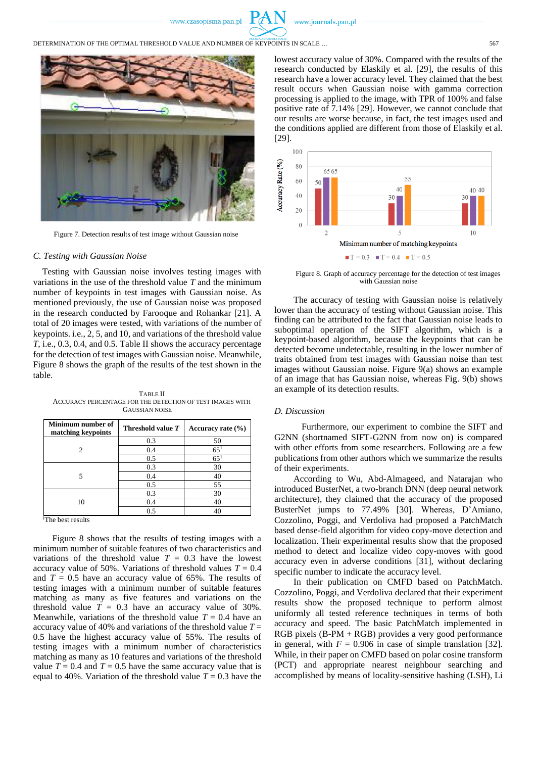Figure 7. Detection results of test image without Gaussian noise

### C. Testing with Gaussian Noise

Testing with Gaussian noise involves testing images with variations in the use of the threshold value $T$ and the minimum number of keypoints in test images with Gaussian noise. As mentioned previously, the use of Gaussian noise was proposed in the research conducted by Farooque and Rohankar [21]. A total of 20 images were tested, with variations of the number of keypoints. i.e., 2, 5, and 10, and variations of the threshold value $T$, i.e., 0.3, 0.4, and 0.5. Table II shows the accuracy percentage for the detection of test images with Gaussian noise. Meanwhile, Figure 8 shows the graph of the results of the test shown in the table.

TABLE II
ACCURACY PERCENTAGE FOR THE DETECTION OF TEST IMAGES WITH GAUSSIAN NOISE

| Minimum number of matching keypoints | Threshold value $T$ | Accuracy rate (%) |
|---|---|---|
| 2 | 0.3 | 50 |
| | 0.4 | 65[1] |
| | 0.5 | 65[1] |
| 5 | 0.3 | 30 |
| | 0.4 | 40 |
| | 0.5 | 55 |
| 10 | 0.3 | 30 |
| | 0.4 | 40 |
| | 0.5 | 40 |

[1]The best results

Figure 8 shows that the results of testing images with a minimum number of suitable features of two characteristics and variations of the threshold value $T$ = 0.3 have the lowest accuracy value of 50%. Variations of threshold values $T$ = 0.4 and $T$ = 0.5 have an accuracy value of 65%. The results of testing images with a minimum number of suitable features matching as many as five features and variations in the threshold value $T$ = 0.3 have an accuracy value of 30%. Meanwhile, variations of the threshold value $T$ = 0.4 have an accuracy value of 40% and variations of the threshold value $T$ = 0.5 have the highest accuracy value of 55%. The results of testing images with a minimum number of characteristics matching as many as 10 features and variations of the threshold value $T$ = 0.4 and $T$ = 0.5 have the same accuracy value that is equal to 40%. Variation of the threshold value $T$ = 0.3 have the lowest accuracy value of 30%. Compared with the results of the research conducted by Elaskily et al. [29], the results of this research have a lower accuracy level. They claimed that the best result occurs when Gaussian noise with gamma correction processing is applied to the image, with TPR of 100% and false positive rate of 7.14% [29]. However, we cannot conclude that our results are worse because, in fact, the test images used and the conditions applied are different from those of Elaskily et al. [29].

Figure 8. Graph of accuracy percentage for the detection of test images with Gaussian noise

The accuracy of testing with Gaussian noise is relatively lower than the accuracy of testing without Gaussian noise. This finding can be attributed to the fact that Gaussian noise leads to suboptimal operation of the SIFT algorithm, which is a keypoint-based algorithm, because the keypoints that can be detected become undetectable, resulting in the lower number of traits obtained from test images with Gaussian noise than test images without Gaussian noise. Figure 9(a) shows an example of an image that has Gaussian noise, whereas Fig. 9(b) shows an example of its detection results.

### D. Discussion

Furthermore, our experiment to combine the SIFT and G2NN (shortnamed SIFT-G2NN from now on) is compared with other efforts from some researchers. Following are a few publications from other authors which we summarize the results of their experiments.

According to Wu, Abd-Almageed, and Natarajan who introduced BusterNet, a two-branch DNN (deep neural network architecture), they claimed that the accuracy of the proposed BusterNet jumps to 77.49% [30]. Whereas, D'Amiano, Cozzolino, Poggi, and Verdoliva had proposed a PatchMatch based dense-field algorithm for video copy-move detection and localization. Their experimental results show that the proposed method to detect and localize video copy-moves with good accuracy even in adverse conditions [31], without declaring specific number to indicate the accuracy level.

In their publication on CMFD based on PatchMatch. Cozzolino, Poggi, and Verdoliva declared that their experiment results show the proposed technique to perform almost uniformly all tested reference techniques in terms of both accuracy and speed. The basic PatchMatch implemented in RGB pixels (B-PM + RGB) provides a very good performance in general, with $F$ = 0.906 in case of simple translation [32]. While, in their paper on CMFD based on polar cosine transform (PCT) and appropriate nearest neighbour searching and accomplished by means of locality-sensitive hashing (LSH), Li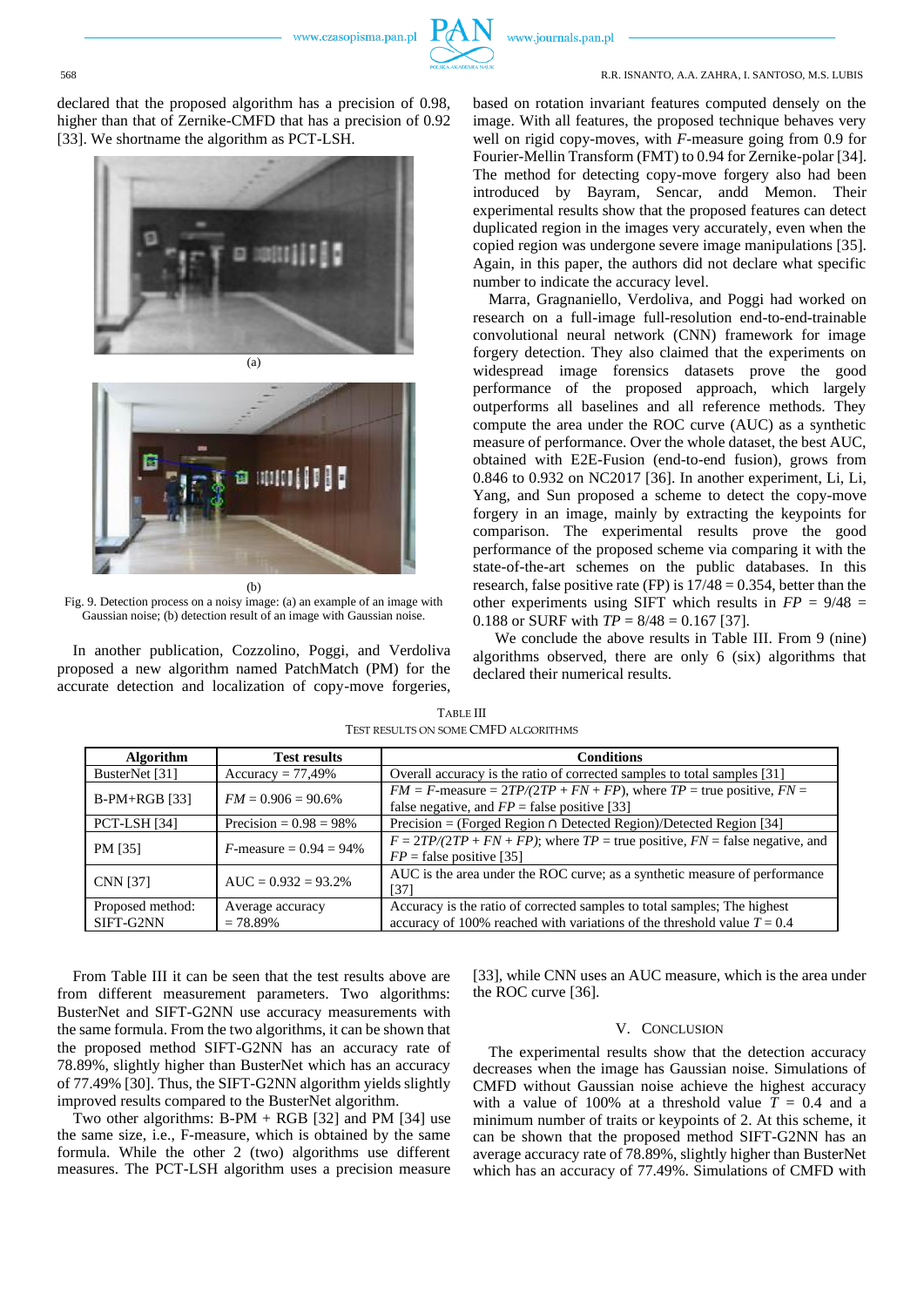declared that the proposed algorithm has a precision of 0.98, higher than that of Zernike-CMFD that has a precision of 0.92 [33]. We shortname the algorithm as PCT-LSH.

(a)

(b)

Fig. 9. Detection process on a noisy image: (a) an example of an image with Gaussian noise; (b) detection result of an image with Gaussian noise.

In another publication, Cozzolino, Poggi, and Verdoliva proposed a new algorithm named PatchMatch (PM) for the accurate detection and localization of copy-move forgeries, based on rotation invariant features computed densely on the image. With all features, the proposed technique behaves very well on rigid copy-moves, with *F*-measure going from 0.9 for Fourier-Mellin Transform (FMT) to 0.94 for Zernike-polar [34]. The method for detecting copy-move forgery also had been introduced by Bayram, Sencar, andd Memon. Their experimental results show that the proposed features can detect duplicated region in the images very accurately, even when the copied region was undergone severe image manipulations [35]. Again, in this paper, the authors did not declare what specific number to indicate the accuracy level.

Marra, Gragnaniello, Verdoliva, and Poggi had worked on research on a full-image full-resolution end-to-end-trainable convolutional neural network (CNN) framework for image forgery detection. They also claimed that the experiments on widespread image forensics datasets prove the good performance of the proposed approach, which largely outperforms all baselines and all reference methods. They compute the area under the ROC curve (AUC) as a synthetic measure of performance. Over the whole dataset, the best AUC, obtained with E2E-Fusion (end-to-end fusion), grows from 0.846 to 0.932 on NC2017 [36]. In another experiment, Li, Li, Yang, and Sun proposed a scheme to detect the copy-move forgery in an image, mainly by extracting the keypoints for comparison. The experimental results prove the good performance of the proposed scheme via comparing it with the state-of-the-art schemes on the public databases. In this research, false positive rate (FP) is 17/48 = 0.354, better than the other experiments using SIFT which results in $FP$ = 9/48 = 0.188 or SURF with $TP$ = 8/48 = 0.167 [37].

We conclude the above results in Table III. From 9 (nine) algorithms observed, there are only 6 (six) algorithms that declared their numerical results.

TABLE III
TEST RESULTS ON SOME CMFD ALGORITHMS

| Algorithm | Test results | Conditions |
|---|---|---|
| BusterNet [31] | Accuracy = 77,49% | Overall accuracy is the ratio of corrected samples to total samples [31] |
| B-PM+RGB [33] | $FM$ = 0.906 = 90.6% | $FM$ = $F$-measure = $2TP/(2TP + FN + FP)$, where $TP$ = true positive, $FN$ = false negative, and $FP$ = false positive [33] |
| PCT-LSH [34] | Precision = 0.98 = 98% | Precision = (Forged Region ∩ Detected Region)/Detected Region [34] |
| PM [35] | $F$-measure = 0.94 = 94% | $F = 2TP/(2TP + FN + FP)$; where $TP$ = true positive, $FN$ = false negative, and $FP$ = false positive [35] |
| CNN [37] | AUC = 0.932 = 93.2% | AUC is the area under the ROC curve; as a synthetic measure of performance [37] |
| Proposed method: SIFT-G2NN | Average accuracy = 78.89% | Accuracy is the ratio of corrected samples to total samples; The highest accuracy of 100% reached with variations of the threshold value $T$ = 0.4 |

From Table III it can be seen that the test results above are from different measurement parameters. Two algorithms: BusterNet and SIFT-G2NN use accuracy measurements with the same formula. From the two algorithms, it can be shown that the proposed method SIFT-G2NN has an accuracy rate of 78.89%, slightly higher than BusterNet which has an accuracy of 77.49% [30]. Thus, the SIFT-G2NN algorithm yields slightly improved results compared to the BusterNet algorithm.

Two other algorithms: B-PM + RGB [32] and PM [34] use the same size, i.e., F-measure, which is obtained by the same formula. While the other 2 (two) algorithms use different measures. The PCT-LSH algorithm uses a precision measure [33], while CNN uses an AUC measure, which is the area under the ROC curve [36].

## V. Conclusion

The experimental results show that the detection accuracy decreases when the image has Gaussian noise. Simulations of CMFD without Gaussian noise achieve the highest accuracy with a value of 100% at a threshold value $T$ = 0.4 and a minimum number of traits or keypoints of 2. At this scheme, it can be shown that the proposed method SIFT-G2NN has an average accuracy rate of 78.89%, slightly higher than BusterNet which has an accuracy of 77.49%. Simulations of CMFD with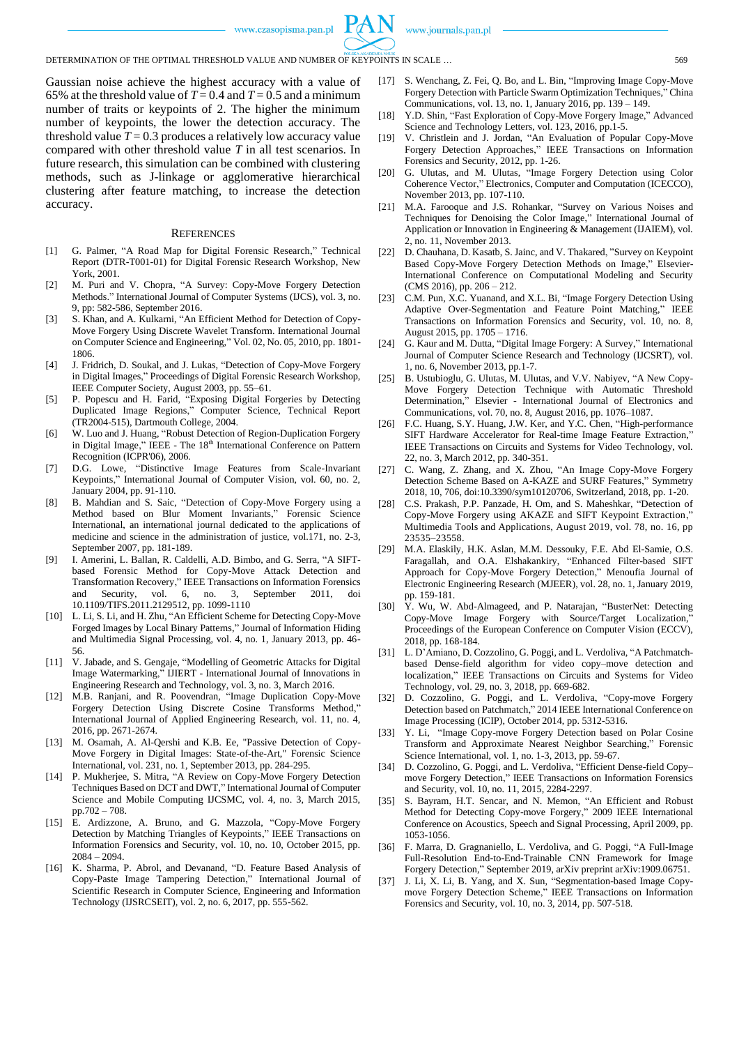Gaussian noise achieve the highest accuracy with a value of 65% at the threshold value of $T = 0.4$ and $T = 0.5$ and a minimum number of traits or keypoints of 2. The higher the minimum number of keypoints, the lower the detection accuracy. The threshold value $T = 0.3$ produces a relatively low accuracy value compared with other threshold value $T$ in all test scenarios. In future research, this simulation can be combined with clustering methods, such as J-linkage or agglomerative hierarchical clustering after feature matching, to increase the detection accuracy.

## References

[1] G. Palmer, "A Road Map for Digital Forensic Research," Technical Report (DTR-T001-01) for Digital Forensic Research Workshop, New York, 2001.

[2] M. Puri and V. Chopra, "A Survey: Copy-Move Forgery Detection Methods." International Journal of Computer Systems (IJCS), vol. 3, no. 9, pp: 582-586, September 2016.

[3] S. Khan, and A. Kulkarni, "An Efficient Method for Detection of Copy-Move Forgery Using Discrete Wavelet Transform. International Journal on Computer Science and Engineering," Vol. 02, No. 05, 2010, pp. 1801-1806.

[4] J. Fridrich, D. Soukal, and J. Lukas, "Detection of Copy-Move Forgery in Digital Images," Proceedings of Digital Forensic Research Workshop, IEEE Computer Society, August 2003, pp. 55–61.

[5] P. Popescu and H. Farid, "Exposing Digital Forgeries by Detecting Duplicated Image Regions," Computer Science, Technical Report (TR2004-515), Dartmouth College, 2004.

[6] W. Luo and J. Huang, "Robust Detection of Region-Duplication Forgery in Digital Image," IEEE - The 18th International Conference on Pattern Recognition (ICPR'06), 2006.

[7] D.G. Lowe, "Distinctive Image Features from Scale-Invariant Keypoints," International Journal of Computer Vision, vol. 60, no. 2, January 2004, pp. 91-110.

[8] B. Mahdian and S. Saic, "Detection of Copy-Move Forgery using a Method based on Blur Moment Invariants," Forensic Science International, an international journal dedicated to the applications of medicine and science in the administration of justice, vol.171, no. 2-3, September 2007, pp. 181-189.

[9] I. Amerini, L. Ballan, R. Caldelli, A.D. Bimbo, and G. Serra, "A SIFT-based Forensic Method for Copy-Move Attack Detection and Transformation Recovery," IEEE Transactions on Information Forensics and Security, vol. 6, no. 3, September 2011, doi 10.1109/TIFS.2011.2129512, pp. 1099-1110

[10] L. Li, S. Li, and H. Zhu, "An Efficient Scheme for Detecting Copy-Move Forged Images by Local Binary Patterns," Journal of Information Hiding and Multimedia Signal Processing, vol. 4, no. 1, January 2013, pp. 46-56.

[11] V. Jabade, and S. Gengaje, "Modelling of Geometric Attacks for Digital Image Watermarking," IJIERT - International Journal of Innovations in Engineering Research and Technology, vol. 3, no. 3, March 2016.

[12] M.B. Ranjani, and R. Poovendran, "Image Duplication Copy-Move Forgery Detection Using Discrete Cosine Transforms Method," International Journal of Applied Engineering Research, vol. 11, no. 4, 2016, pp. 2671-2674.

[13] M. Osamah, A. Al-Qershi and K.B. Ee, "Passive Detection of Copy-Move Forgery in Digital Images: State-of-the-Art," Forensic Science International, vol. 231, no. 1, September 2013, pp. 284-295.

[14] P. Mukherjee, S. Mitra, "A Review on Copy-Move Forgery Detection Techniques Based on DCT and DWT," International Journal of Computer Science and Mobile Computing IJCSMC, vol. 4, no. 3, March 2015, pp.702 – 708.

[15] E. Ardizzone, A. Bruno, and G. Mazzola, "Copy-Move Forgery Detection by Matching Triangles of Keypoints," IEEE Transactions on Information Forensics and Security, vol. 10, no. 10, October 2015, pp. 2084 – 2094.

[16] K. Sharma, P. Abrol, and Devanand, "D. Feature Based Analysis of Copy-Paste Image Tampering Detection," International Journal of Scientific Research in Computer Science, Engineering and Information Technology (IJSRCSEIT), vol. 2, no. 6, 2017, pp. 555-562.

[17] S. Wenchang, Z. Fei, Q. Bo, and L. Bin, "Improving Image Copy-Move Forgery Detection with Particle Swarm Optimization Techniques," China Communications, vol. 13, no. 1, January 2016, pp. 139 – 149.

[18] Y.D. Shin, "Fast Exploration of Copy-Move Forgery Image," Advanced Science and Technology Letters, vol. 123, 2016, pp.1-5.

[19] V. Christlein and J. Jordan, "An Evaluation of Popular Copy-Move Forgery Detection Approaches," IEEE Transactions on Information Forensics and Security, 2012, pp. 1-26.

[20] G. Ulutas, and M. Ulutas, "Image Forgery Detection using Color Coherence Vector," Electronics, Computer and Computation (ICECCO), November 2013, pp. 107-110.

[21] M.A. Farooque and J.S. Rohankar, "Survey on Various Noises and Techniques for Denoising the Color Image," International Journal of Application or Innovation in Engineering & Management (IJAIEM), vol. 2, no. 11, November 2013.

[22] D. Chauhana, D. Kasatb, S. Jainc, and V. Thakared, "Survey on Keypoint Based Copy-Move Forgery Detection Methods on Image," Elsevier-International Conference on Computational Modeling and Security (CMS 2016), pp. 206 – 212.

[23] C.M. Pun, X.C. Yuanand, and X.L. Bi, "Image Forgery Detection Using Adaptive Over-Segmentation and Feature Point Matching," IEEE Transactions on Information Forensics and Security, vol. 10, no. 8, August 2015, pp. 1705 – 1716.

[24] G. Kaur and M. Dutta, "Digital Image Forgery: A Survey," International Journal of Computer Science Research and Technology (IJCSRT), vol. 1, no. 6, November 2013, pp.1-7.

[25] B. Ustubioglu, G. Ulutas, M. Ulutas, and V.V. Nabiyev, "A New Copy-Move Forgery Detection Technique with Automatic Threshold Determination," Elsevier - International Journal of Electronics and Communications, vol. 70, no. 8, August 2016, pp. 1076–1087.

[26] F.C. Huang, S.Y. Huang, J.W. Ker, and Y.C. Chen, "High-performance SIFT Hardware Accelerator for Real-time Image Feature Extraction," IEEE Transactions on Circuits and Systems for Video Technology, vol. 22, no. 3, March 2012, pp. 340-351.

[27] C. Wang, Z. Zhang, and X. Zhou, "An Image Copy-Move Forgery Detection Scheme Based on A-KAZE and SURF Features," Symmetry 2018, 10, 706, doi:10.3390/sym10120706, Switzerland, 2018, pp. 1-20.

[28] C.S. Prakash, P.P. Panzade, H. Om, and S. Maheshkar, "Detection of Copy-Move Forgery using AKAZE and SIFT Keypoint Extraction," Multimedia Tools and Applications, August 2019, vol. 78, no. 16, pp 23535–23558.

[29] M.A. Elaskily, H.K. Aslan, M.M. Dessouky, F.E. Abd El-Samie, O.S. Faragallah, and O.A. Elshakankiry, "Enhanced Filter-based SIFT Approach for Copy-Move Forgery Detection," Menoufia Journal of Electronic Engineering Research (MJEER), vol. 28, no. 1, January 2019, pp. 159-181.

[30] Y. Wu, W. Abd-Almageed, and P. Natarajan, "BusterNet: Detecting Copy-Move Image Forgery with Source/Target Localization," Proceedings of the European Conference on Computer Vision (ECCV), 2018, pp. 168-184.

[31] L. D'Amiano, D. Cozzolino, G. Poggi, and L. Verdoliva, "A Patchmatch-based Dense-field algorithm for video copy–move detection and localization," IEEE Transactions on Circuits and Systems for Video Technology, vol. 29, no. 3, 2018, pp. 669-682.

[32] D. Cozzolino, G. Poggi, and L. Verdoliva, "Copy-move Forgery Detection based on Patchmatch," 2014 IEEE International Conference on Image Processing (ICIP), October 2014, pp. 5312-5316.

[33] Y. Li, "Image Copy-move Forgery Detection based on Polar Cosine Transform and Approximate Nearest Neighbor Searching," Forensic Science International, vol. 1, no. 1-3, 2013, pp. 59-67.

[34] D. Cozzolino, G. Poggi, and L. Verdoliva, "Efficient Dense-field Copy–move Forgery Detection," IEEE Transactions on Information Forensics and Security, vol. 10, no. 11, 2015, 2284-2297.

[35] S. Bayram, H.T. Sencar, and N. Memon, "An Efficient and Robust Method for Detecting Copy-move Forgery," 2009 IEEE International Conference on Acoustics, Speech and Signal Processing, April 2009, pp. 1053-1056.

[36] F. Marra, D. Gragnaniello, L. Verdoliva, and G. Poggi, "A Full-Image Full-Resolution End-to-End-Trainable CNN Framework for Image Forgery Detection," September 2019, arXiv preprint arXiv:1909.06751.

[37] J. Li, X. Li, B. Yang, and X. Sun, "Segmentation-based Image Copy-move Forgery Detection Scheme," IEEE Transactions on Information Forensics and Security, vol. 10, no. 3, 2014, pp. 507-518.